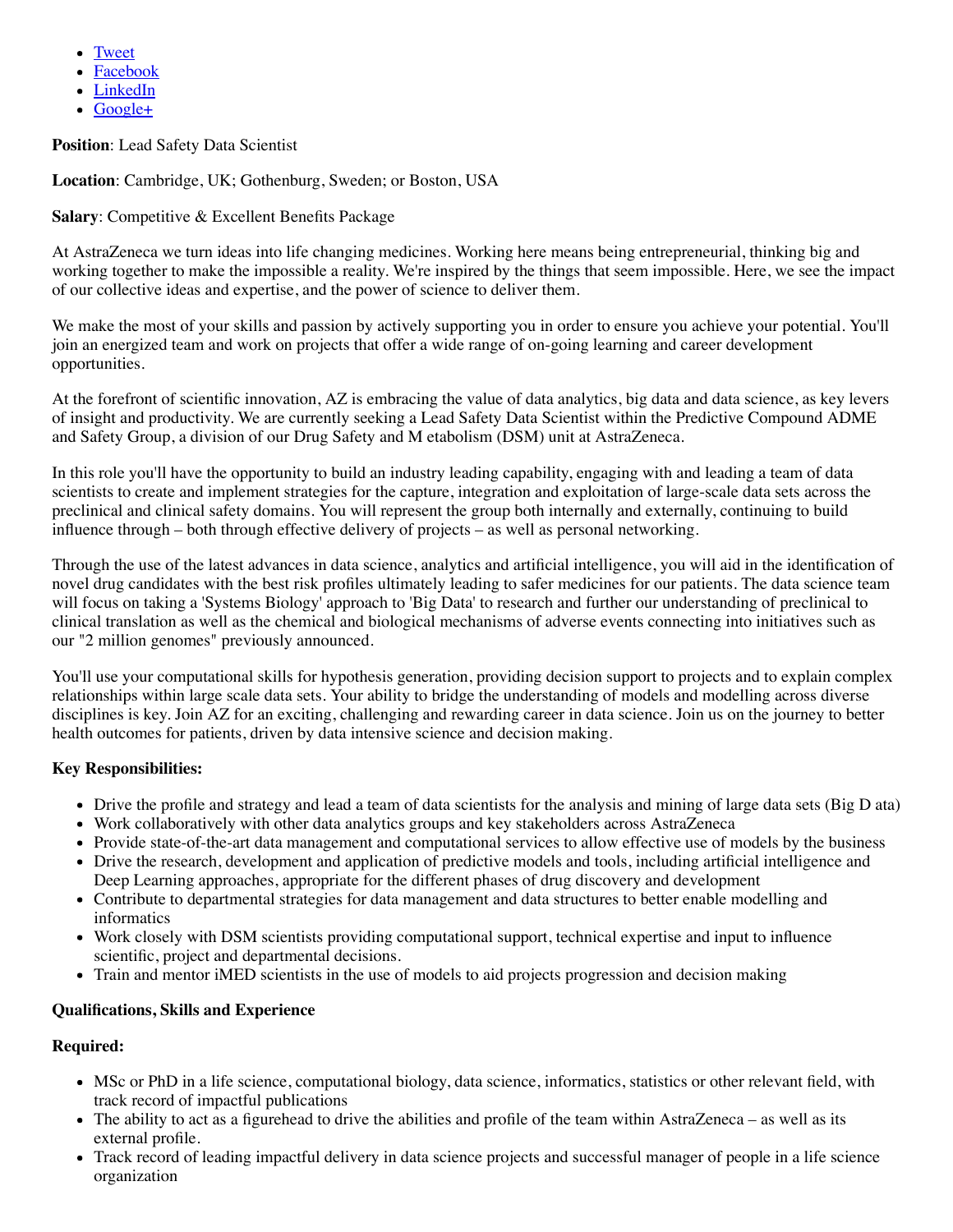- [Tweet]()
- [Facebook]()
- [LinkedIn]()
- [Google+]()

**Position**: Lead Safety Data Scientist

**Location**: Cambridge, UK; Gothenburg, Sweden; or Boston, USA

**Salary**: Competitive & Excellent Benefits Package

At AstraZeneca we turn ideas into life changing medicines. Working here means being entrepreneurial, thinking big and working together to make the impossible a reality. We're inspired by the things that seem impossible. Here, we see the impact of our collective ideas and expertise, and the power of science to deliver them.

We make the most of your skills and passion by actively supporting you in order to ensure you achieve your potential. You'll join an energized team and work on projects that offer a wide range of on-going learning and career development opportunities.

At the forefront of scientific innovation, AZ is embracing the value of data analytics, big data and data science, as key levers of insight and productivity. We are currently seeking a Lead Safety Data Scientist within the Predictive Compound ADME and Safety Group, a division of our Drug Safety and M etabolism (DSM) unit at AstraZeneca.

In this role you'll have the opportunity to build an industry leading capability, engaging with and leading a team of data scientists to create and implement strategies for the capture, integration and exploitation of large-scale data sets across the preclinical and clinical safety domains. You will represent the group both internally and externally, continuing to build influence through – both through effective delivery of projects – as well as personal networking.

Through the use of the latest advances in data science, analytics and artificial intelligence, you will aid in the identification of novel drug candidates with the best risk profiles ultimately leading to safer medicines for our patients. The data science team will focus on taking a 'Systems Biology' approach to 'Big Data' to research and further our understanding of preclinical to clinical translation as well as the chemical and biological mechanisms of adverse events connecting into initiatives such as our "2 million genomes" previously announced.

You'll use your computational skills for hypothesis generation, providing decision support to projects and to explain complex relationships within large scale data sets. Your ability to bridge the understanding of models and modelling across diverse disciplines is key. Join AZ for an exciting, challenging and rewarding career in data science. Join us on the journey to better health outcomes for patients, driven by data intensive science and decision making.

**Key Responsibilities:**

- Drive the profile and strategy and lead a team of data scientists for the analysis and mining of large data sets (Big D ata)
- Work collaboratively with other data analytics groups and key stakeholders across AstraZeneca
- Provide state-of-the-art data management and computational services to allow effective use of models by the business
- Drive the research, development and application of predictive models and tools, including artificial intelligence and Deep Learning approaches, appropriate for the different phases of drug discovery and development
- Contribute to departmental strategies for data management and data structures to better enable modelling and informatics
- Work closely with DSM scientists providing computational support, technical expertise and input to influence scientific, project and departmental decisions.
- Train and mentor iMED scientists in the use of models to aid projects progression and decision making

**Qualifications, Skills and Experience**

**Required:**

- MSc or PhD in a life science, computational biology, data science, informatics, statistics or other relevant field, with track record of impactful publications
- The ability to act as a figurehead to drive the abilities and profile of the team within AstraZeneca – as well as its external profile.
- Track record of leading impactful delivery in data science projects and successful manager of people in a life science organization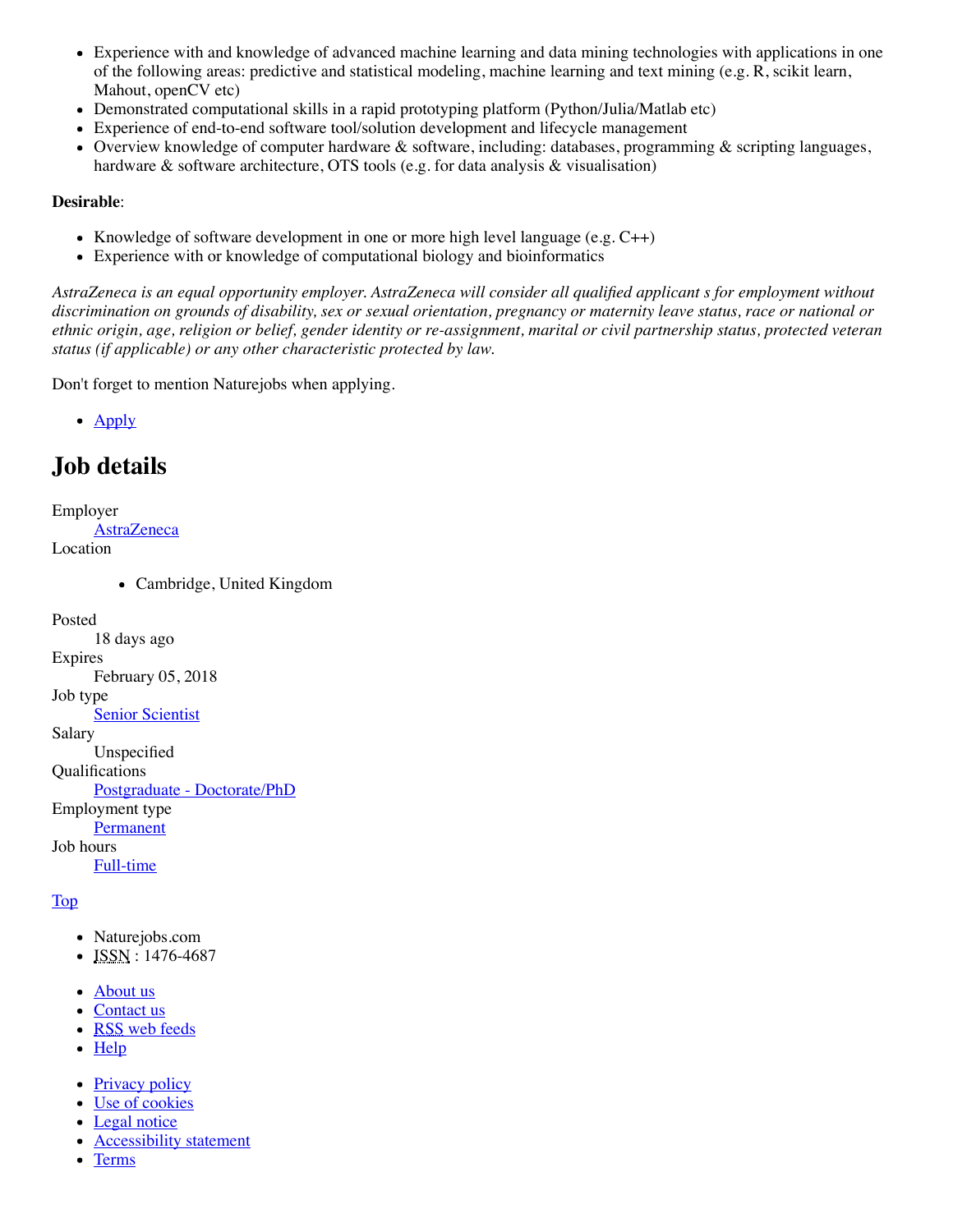- Experience with and knowledge of advanced machine learning and data mining technologies with applications in one of the following areas: predictive and statistical modeling, machine learning and text mining (e.g. R, scikit learn, Mahout, openCV etc)
- Demonstrated computational skills in a rapid prototyping platform (Python/Julia/Matlab etc)
- Experience of end-to-end software tool/solution development and lifecycle management
- Overview knowledge of computer hardware & software, including: databases, programming & scripting languages, hardware & software architecture, OTS tools (e.g. for data analysis & visualisation)

**Desirable**:

- Knowledge of software development in one or more high level language (e.g. C++)
- Experience with or knowledge of computational biology and bioinformatics

*AstraZeneca is an equal opportunity employer. AstraZeneca will consider all qualified applicant s for employment without discrimination on grounds of disability, sex or sexual orientation, pregnancy or maternity leave status, race or national or ethnic origin, age, religion or belief, gender identity or re-assignment, marital or civil partnership status, protected veteran status (if applicable) or any other characteristic protected by law.*

Don't forget to mention Naturejobs when applying.

- Apply

## Job details

Employer
: AstraZeneca

Location
: - Cambridge, United Kingdom

Posted
: 18 days ago

Expires
: February 05, 2018

Job type
: Senior Scientist

Salary
: Unspecified

Qualifications
: Postgraduate - Doctorate/PhD

Employment type
: Permanent

Job hours
: Full-time

Top

- Naturejobs.com
- ISSN : 1476-4687

- About us
- Contact us
- RSS web feeds
- Help

- Privacy policy
- Use of cookies
- Legal notice
- Accessibility statement
- Terms